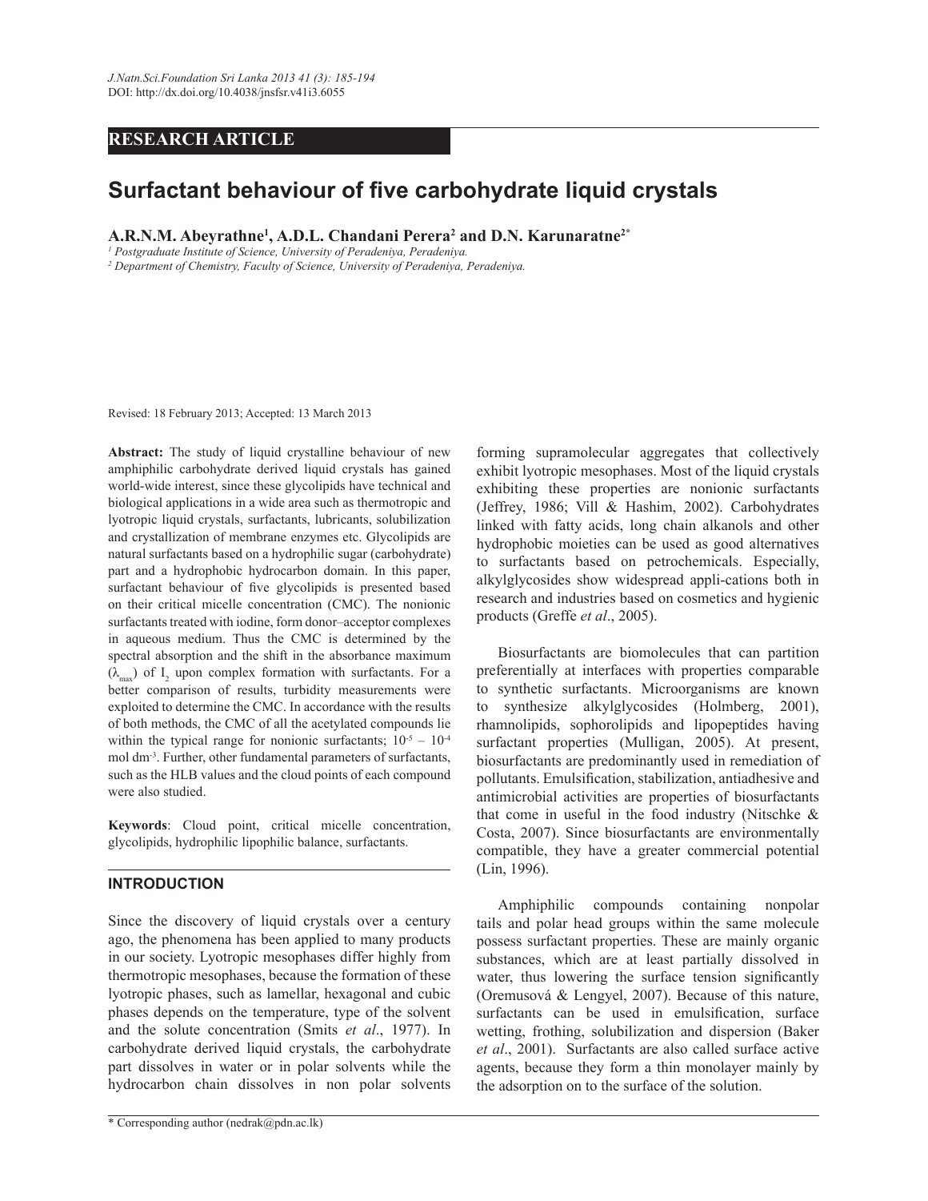RESEARCH ARTICLE

# Surfactant behaviour of five carbohydrate liquid crystals

**A.R.N.M. Abeyrathne[1], A.D.L. Chandani Perera[2] and D.N. Karunaratne[2*]**

[1] *Postgraduate Institute of Science, University of Peradeniya, Peradeniya.*

[2] *Department of Chemistry, Faculty of Science, University of Peradeniya, Peradeniya.*

Revised: 18 February 2013; Accepted: 13 March 2013

**Abstract:** The study of liquid crystalline behaviour of new amphiphilic carbohydrate derived liquid crystals has gained world-wide interest, since these glycolipids have technical and biological applications in a wide area such as thermotropic and lyotropic liquid crystals, surfactants, lubricants, solubilization and crystallization of membrane enzymes etc. Glycolipids are natural surfactants based on a hydrophilic sugar (carbohydrate) part and a hydrophobic hydrocarbon domain. In this paper, surfactant behaviour of five glycolipids is presented based on their critical micelle concentration (CMC). The nonionic surfactants treated with iodine, form donor–acceptor complexes in aqueous medium. Thus the CMC is determined by the spectral absorption and the shift in the absorbance maximum ($\lambda_{max}$) of $I_2$ upon complex formation with surfactants. For a better comparison of results, turbidity measurements were exploited to determine the CMC. In accordance with the results of both methods, the CMC of all the acetylated compounds lie within the typical range for nonionic surfactants; $10^{-5}$ – $10^{-4}$ mol $dm^{-3}$. Further, other fundamental parameters of surfactants, such as the HLB values and the cloud points of each compound were also studied.

**Keywords**: Cloud point, critical micelle concentration, glycolipids, hydrophilic lipophilic balance, surfactants.

## INTRODUCTION

Since the discovery of liquid crystals over a century ago, the phenomena has been applied to many products in our society. Lyotropic mesophases differ highly from thermotropic mesophases, because the formation of these lyotropic phases, such as lamellar, hexagonal and cubic phases depends on the temperature, type of the solvent and the solute concentration (Smits *et al*., 1977). In carbohydrate derived liquid crystals, the carbohydrate part dissolves in water or in polar solvents while the hydrocarbon chain dissolves in non polar solvents forming supramolecular aggregates that collectively exhibit lyotropic mesophases. Most of the liquid crystals exhibiting these properties are nonionic surfactants (Jeffrey, 1986; Vill & Hashim, 2002). Carbohydrates linked with fatty acids, long chain alkanols and other hydrophobic moieties can be used as good alternatives to surfactants based on petrochemicals. Especially, alkylglycosides show widespread appli-cations both in research and industries based on cosmetics and hygienic products (Greffe *et al*., 2005).

Biosurfactants are biomolecules that can partition preferentially at interfaces with properties comparable to synthetic surfactants. Microorganisms are known to synthesize alkylglycosides (Holmberg, 2001), rhamnolipids, sophorolipids and lipopeptides having surfactant properties (Mulligan, 2005). At present, biosurfactants are predominantly used in remediation of pollutants. Emulsification, stabilization, antiadhesive and antimicrobial activities are properties of biosurfactants that come in useful in the food industry (Nitschke & Costa, 2007). Since biosurfactants are environmentally compatible, they have a greater commercial potential (Lin, 1996).

Amphiphilic compounds containing nonpolar tails and polar head groups within the same molecule possess surfactant properties. These are mainly organic substances, which are at least partially dissolved in water, thus lowering the surface tension significantly (Oremusová & Lengyel, 2007). Because of this nature, surfactants can be used in emulsification, surface wetting, frothing, solubilization and dispersion (Baker *et al*., 2001). Surfactants are also called surface active agents, because they form a thin monolayer mainly by the adsorption on to the surface of the solution.

* Corresponding author (nedrak@pdn.ac.lk)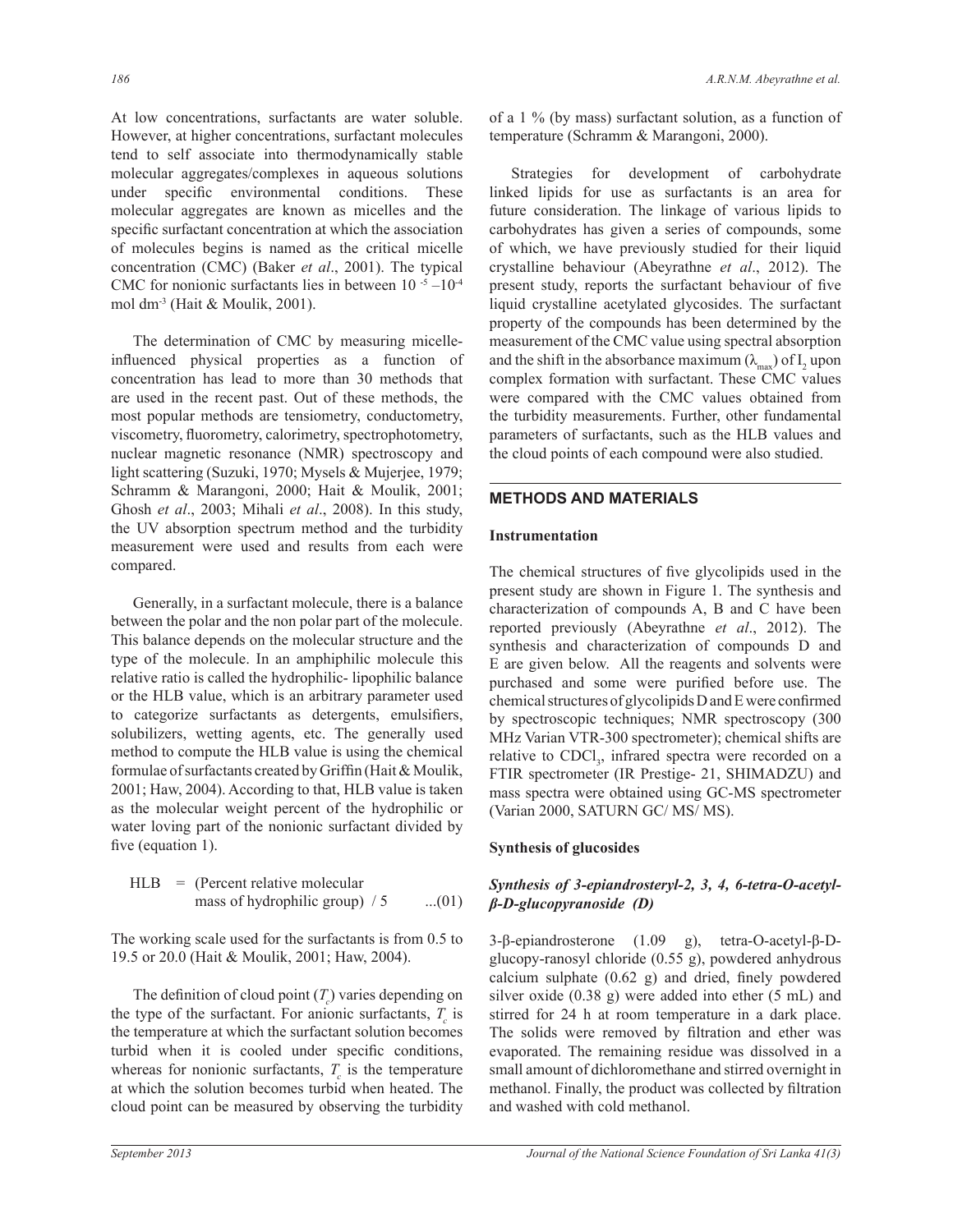At low concentrations, surfactants are water soluble. However, at higher concentrations, surfactant molecules tend to self associate into thermodynamically stable molecular aggregates/complexes in aqueous solutions under specific environmental conditions. These molecular aggregates are known as micelles and the specific surfactant concentration at which the association of molecules begins is named as the critical micelle concentration (CMC) (Baker *et al*., 2001). The typical CMC for nonionic surfactants lies in between $10^{-5}$ – $10^{-4}$ mol dm$^{-3}$ (Hait & Moulik, 2001).

The determination of CMC by measuring micelle-influenced physical properties as a function of concentration has lead to more than 30 methods that are used in the recent past. Out of these methods, the most popular methods are tensiometry, conductometry, viscometry, fluorometry, calorimetry, spectrophotometry, nuclear magnetic resonance (NMR) spectroscopy and light scattering (Suzuki, 1970; Mysels & Mujerjee, 1979; Schramm & Marangoni, 2000; Hait & Moulik, 2001; Ghosh *et al*., 2003; Mihali *et al*., 2008). In this study, the UV absorption spectrum method and the turbidity measurement were used and results from each were compared.

Generally, in a surfactant molecule, there is a balance between the polar and the non polar part of the molecule. This balance depends on the molecular structure and the type of the molecule. In an amphiphilic molecule this relative ratio is called the hydrophilic- lipophilic balance or the HLB value, which is an arbitrary parameter used to categorize surfactants as detergents, emulsifiers, solubilizers, wetting agents, etc. The generally used method to compute the HLB value is using the chemical formulae of surfactants created by Griffin (Hait & Moulik, 2001; Haw, 2004). According to that, HLB value is taken as the molecular weight percent of the hydrophilic or water loving part of the nonionic surfactant divided by five (equation 1).

$$\text{HLB} = (\text{Percent relative molecular mass of hydrophilic group}) \ / \ 5 \qquad ...(01)$$

The working scale used for the surfactants is from 0.5 to 19.5 or 20.0 (Hait & Moulik, 2001; Haw, 2004).

The definition of cloud point ($T_c$) varies depending on the type of the surfactant. For anionic surfactants, $T_c$ is the temperature at which the surfactant solution becomes turbid when it is cooled under specific conditions, whereas for nonionic surfactants, $T_c$ is the temperature at which the solution becomes turbid when heated. The cloud point can be measured by observing the turbidity of a 1 % (by mass) surfactant solution, as a function of temperature (Schramm & Marangoni, 2000).

Strategies for development of carbohydrate linked lipids for use as surfactants is an area for future consideration. The linkage of various lipids to carbohydrates has given a series of compounds, some of which, we have previously studied for their liquid crystalline behaviour (Abeyrathne *et al*., 2012). The present study, reports the surfactant behaviour of five liquid crystalline acetylated glycosides. The surfactant property of the compounds has been determined by the measurement of the CMC value using spectral absorption and the shift in the absorbance maximum ($\lambda_{max}$) of $I_2$ upon complex formation with surfactant. These CMC values were compared with the CMC values obtained from the turbidity measurements. Further, other fundamental parameters of surfactants, such as the HLB values and the cloud points of each compound were also studied.

## METHODS AND MATERIALS

### Instrumentation

The chemical structures of five glycolipids used in the present study are shown in Figure 1. The synthesis and characterization of compounds A, B and C have been reported previously (Abeyrathne *et al*., 2012). The synthesis and characterization of compounds D and E are given below. All the reagents and solvents were purchased and some were purified before use. The chemical structures of glycolipids D and E were confirmed by spectroscopic techniques; NMR spectroscopy (300 MHz Varian VTR-300 spectrometer); chemical shifts are relative to $CDCl_3$, infrared spectra were recorded on a FTIR spectrometer (IR Prestige- 21, SHIMADZU) and mass spectra were obtained using GC-MS spectrometer (Varian 2000, SATURN GC/ MS/ MS).

### Synthesis of glucosides

#### *Synthesis of 3-epiandrosteryl-2, 3, 4, 6-tetra-O-acetyl-β-D-glucopyranoside (D)*

3-β-epiandrosterone (1.09 g), tetra-O-acetyl-β-D-glucopy-ranosyl chloride (0.55 g), powdered anhydrous calcium sulphate (0.62 g) and dried, finely powdered silver oxide (0.38 g) were added into ether (5 mL) and stirred for 24 h at room temperature in a dark place. The solids were removed by filtration and ether was evaporated. The remaining residue was dissolved in a small amount of dichloromethane and stirred overnight in methanol. Finally, the product was collected by filtration and washed with cold methanol.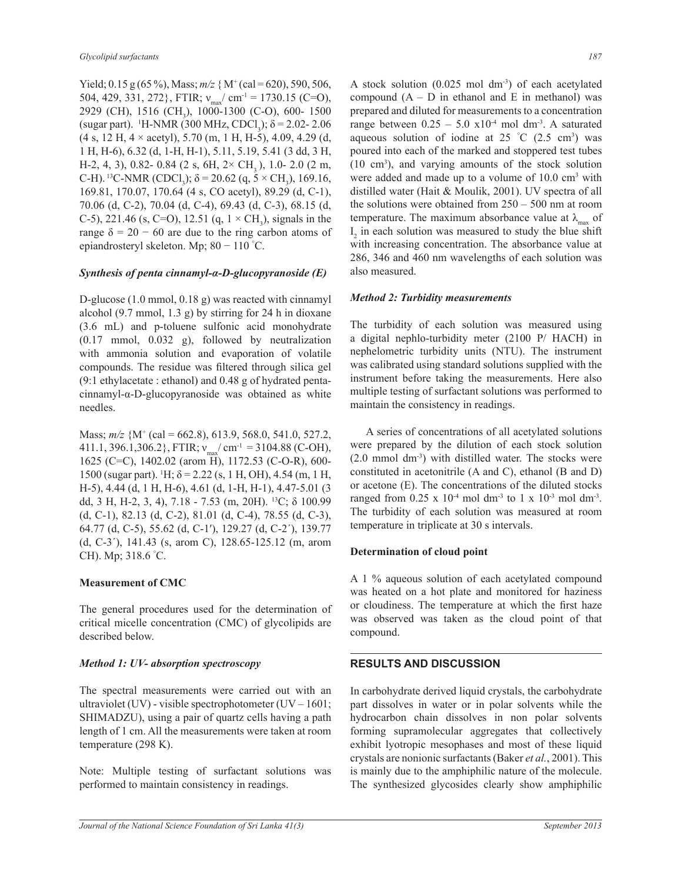Yield; 0.15 g (65 %), Mass; *m/z* { $M^+$ (cal = 620), 590, 506, 504, 429, 331, 272}, FTIR; $\nu_{max}$/ $cm^{-1}$ = 1730.15 (C=O), 2929 (CH), 1516 ($CH_3$), 1000-1300 (C-O), 600- 1500 (sugar part). $^1$H-NMR (300 MHz, $CDCl_3$); δ = 2.02- 2.06 (4 s, 12 H, 4 × acetyl), 5.70 (m, 1 H, H-5), 4.09, 4.29 (d, 1 H, H-6), 6.32 (d, 1-H, H-1), 5.11, 5.19, 5.41 (3 dd, 3 H, H-2, 4, 3), 0.82- 0.84 (2 s, 6H, 2× $CH_3$), 1.0- 2.0 (2 m, C-H). $^{13}$C-NMR ($CDCl_3$); δ = 20.62 (q, 5 × $CH_3$), 169.16, 169.81, 170.07, 170.64 (4 s, CO acetyl), 89.29 (d, C-1), 70.06 (d, C-2), 70.04 (d, C-4), 69.43 (d, C-3), 68.15 (d, C-5), 221.46 (s, C=O), 12.51 (q, 1 × $CH_3$), signals in the range δ = 20 − 60 are due to the ring carbon atoms of epiandrosteryl skeleton. Mp; 80 − 110 ˚C.

### *Synthesis of penta cinnamyl-α-D-glucopyranoside (E)*

D-glucose (1.0 mmol, 0.18 g) was reacted with cinnamyl alcohol (9.7 mmol, 1.3 g) by stirring for 24 h in dioxane (3.6 mL) and p-toluene sulfonic acid monohydrate (0.17 mmol, 0.032 g), followed by neutralization with ammonia solution and evaporation of volatile compounds. The residue was filtered through silica gel (9:1 ethylacetate : ethanol) and 0.48 g of hydrated penta-cinnamyl-α-D-glucopyranoside was obtained as white needles.

Mass; *m/z* {$M^+$ (cal = 662.8), 613.9, 568.0, 541.0, 527.2, 411.1, 396.1,306.2}, FTIR; $\nu_{max}$/ $cm^{-1}$ = 3104.88 (C-OH), 1625 (C=C), 1402.02 (arom H), 1172.53 (C-O-R), 600-1500 (sugar part). $^1$H; δ = 2.22 (s, 1 H, OH), 4.54 (m, 1 H, H-5), 4.44 (d, 1 H, H-6), 4.61 (d, 1-H, H-1), 4.47-5.01 (3 dd, 3 H, H-2, 3, 4), 7.18 - 7.53 (m, 20H). $^{13}$C; δ 100.99 (d, C-1), 82.13 (d, C-2), 81.01 (d, C-4), 78.55 (d, C-3), 64.77 (d, C-5), 55.62 (d, C-1′), 129.27 (d, C-2′), 139.77 (d, C-3′), 141.43 (s, arom C), 128.65-125.12 (m, arom CH). Mp; 318.6 ˚C.

## Measurement of CMC

The general procedures used for the determination of critical micelle concentration (CMC) of glycolipids are described below.

### *Method 1: UV- absorption spectroscopy*

The spectral measurements were carried out with an ultraviolet (UV) - visible spectrophotometer (UV – 1601; SHIMADZU), using a pair of quartz cells having a path length of 1 cm. All the measurements were taken at room temperature (298 K).

Note: Multiple testing of surfactant solutions was performed to maintain consistency in readings.

A stock solution (0.025 mol $dm^{-3}$) of each acetylated compound (A – D in ethanol and E in methanol) was prepared and diluted for measurements to a concentration range between 0.25 – 5.0 $\times 10^{-4}$ mol $dm^{-3}$. A saturated aqueous solution of iodine at 25 ˚C (2.5 $cm^3$) was poured into each of the marked and stoppered test tubes (10 $cm^3$), and varying amounts of the stock solution were added and made up to a volume of 10.0 $cm^3$ with distilled water (Hait & Moulik, 2001). UV spectra of all the solutions were obtained from 250 – 500 nm at room temperature. The maximum absorbance value at $\lambda_{max}$ of $I_2$ in each solution was measured to study the blue shift with increasing concentration. The absorbance value at 286, 346 and 460 nm wavelengths of each solution was also measured.

### *Method 2: Turbidity measurements*

The turbidity of each solution was measured using a digital nephlo-turbidity meter (2100 P/ HACH) in nephelometric turbidity units (NTU). The instrument was calibrated using standard solutions supplied with the instrument before taking the measurements. Here also multiple testing of surfactant solutions was performed to maintain the consistency in readings.

A series of concentrations of all acetylated solutions were prepared by the dilution of each stock solution (2.0 mmol $dm^{-3}$) with distilled water. The stocks were constituted in acetonitrile (A and C), ethanol (B and D) or acetone (E). The concentrations of the diluted stocks ranged from 0.25 x $10^{-4}$ mol $dm^{-3}$ to 1 x $10^{-3}$ mol $dm^{-3}$. The turbidity of each solution was measured at room temperature in triplicate at 30 s intervals.

## Determination of cloud point

A 1 % aqueous solution of each acetylated compound was heated on a hot plate and monitored for haziness or cloudiness. The temperature at which the first haze was observed was taken as the cloud point of that compound.

# RESULTS AND DISCUSSION

In carbohydrate derived liquid crystals, the carbohydrate part dissolves in water or in polar solvents while the hydrocarbon chain dissolves in non polar solvents forming supramolecular aggregates that collectively exhibit lyotropic mesophases and most of these liquid crystals are nonionic surfactants (Baker *et al.*, 2001). This is mainly due to the amphiphilic nature of the molecule. The synthesized glycosides clearly show amphiphilic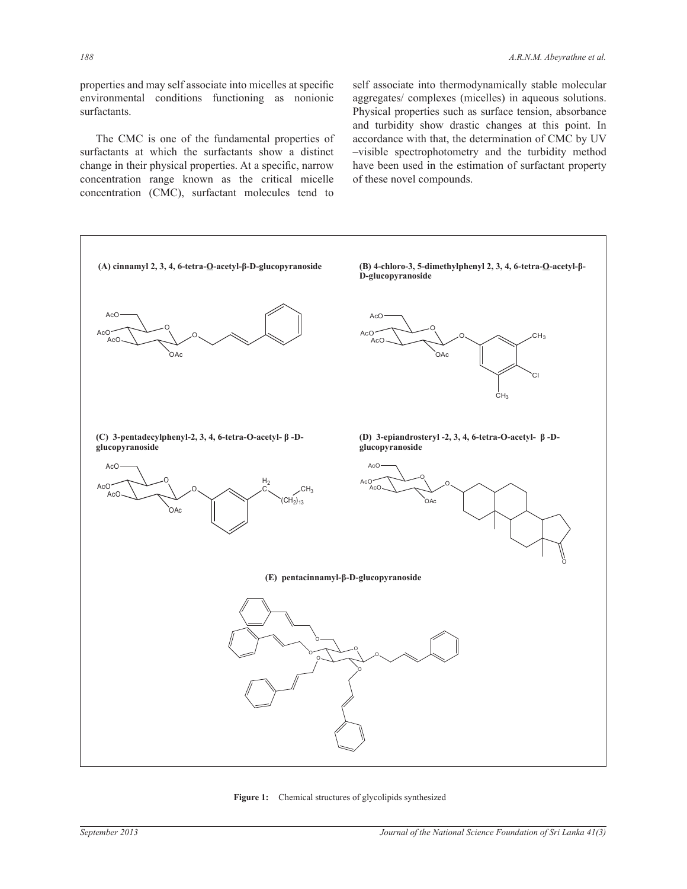properties and may self associate into micelles at specific environmental conditions functioning as nonionic surfactants.

The CMC is one of the fundamental properties of surfactants at which the surfactants show a distinct change in their physical properties. At a specific, narrow concentration range known as the critical micelle concentration (CMC), surfactant molecules tend to self associate into thermodynamically stable molecular aggregates/ complexes (micelles) in aqueous solutions. Physical properties such as surface tension, absorbance and turbidity show drastic changes at this point. In accordance with that, the determination of CMC by UV –visible spectrophotometry and the turbidity method have been used in the estimation of surfactant property of these novel compounds.

**(A) cinnamyl 2, 3, 4, 6-tetra-O-acetyl-β-D-glucopyranoside**

**(B) 4-chloro-3, 5-dimethylphenyl 2, 3, 4, 6-tetra-O-acetyl-β-D-glucopyranoside**

**(C) 3-pentadecylphenyl-2, 3, 4, 6-tetra-O-acetyl- β -D-glucopyranoside**

**(D) 3-epiandrosteryl -2, 3, 4, 6-tetra-O-acetyl- β -D-glucopyranoside**

**(E) pentacinnamyl-β-D-glucopyranoside**

**Figure 1:** Chemical structures of glycolipids synthesized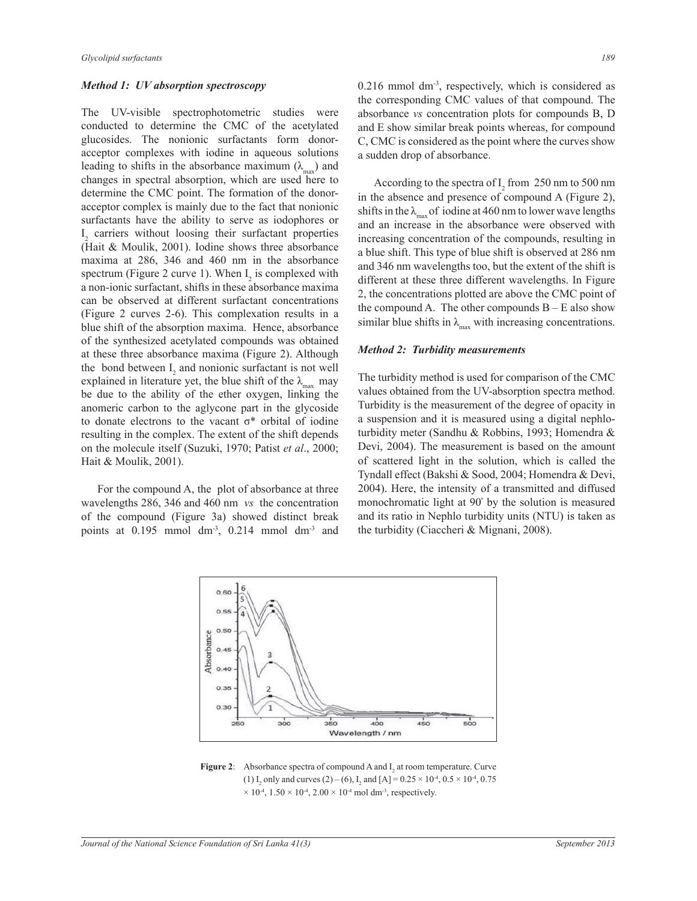### *Method 1: UV absorption spectroscopy*

The UV-visible spectrophotometric studies were conducted to determine the CMC of the acetylated glucosides. The nonionic surfactants form donor-acceptor complexes with iodine in aqueous solutions leading to shifts in the absorbance maximum ($\lambda_{max}$) and changes in spectral absorption, which are used here to determine the CMC point. The formation of the donor-acceptor complex is mainly due to the fact that nonionic surfactants have the ability to serve as iodophores or $I_2$ carriers without loosing their surfactant properties (Hait & Moulik, 2001). Iodine shows three absorbance maxima at 286, 346 and 460 nm in the absorbance spectrum (Figure 2 curve 1). When $I_2$ is complexed with a non-ionic surfactant, shifts in these absorbance maxima can be observed at different surfactant concentrations (Figure 2 curves 2-6). This complexation results in a blue shift of the absorption maxima. Hence, absorbance of the synthesized acetylated compounds was obtained at these three absorbance maxima (Figure 2). Although the bond between $I_2$ and nonionic surfactant is not well explained in literature yet, the blue shift of the $\lambda_{max}$ may be due to the ability of the ether oxygen, linking the anomeric carbon to the aglycone part in the glycoside to donate electrons to the vacant σ* orbital of iodine resulting in the complex. The extent of the shift depends on the molecule itself (Suzuki, 1970; Patist *et al*., 2000; Hait & Moulik, 2001).

For the compound A, the plot of absorbance at three wavelengths 286, 346 and 460 nm *vs* the concentration of the compound (Figure 3a) showed distinct break points at 0.195 mmol $dm^{-3}$, 0.214 mmol $dm^{-3}$ and 0.216 mmol $dm^{-3}$, respectively, which is considered as the corresponding CMC values of that compound. The absorbance *vs* concentration plots for compounds B, D and E show similar break points whereas, for compound C, CMC is considered as the point where the curves show a sudden drop of absorbance.

According to the spectra of $I_2$ from 250 nm to 500 nm in the absence and presence of compound A (Figure 2), shifts in the $\lambda_{max}$ of iodine at 460 nm to lower wave lengths and an increase in the absorbance were observed with increasing concentration of the compounds, resulting in a blue shift. This type of blue shift is observed at 286 nm and 346 nm wavelengths too, but the extent of the shift is different at these three different wavelengths. In Figure 2, the concentrations plotted are above the CMC point of the compound A. The other compounds B – E also show similar blue shifts in $\lambda_{max}$ with increasing concentrations.

### *Method 2: Turbidity measurements*

The turbidity method is used for comparison of the CMC values obtained from the UV-absorption spectra method. Turbidity is the measurement of the degree of opacity in a suspension and it is measured using a digital nephlo-turbidity meter (Sandhu & Robbins, 1993; Homendra & Devi, 2004). The measurement is based on the amount of scattered light in the solution, which is called the Tyndall effect (Bakshi & Sood, 2004; Homendra & Devi, 2004). Here, the intensity of a transmitted and diffused monochromatic light at 90° by the solution is measured and its ratio in Nephlo turbidity units (NTU) is taken as the turbidity (Ciaccheri & Mignani, 2008).

**Figure 2**: Absorbance spectra of compound A and $I_2$ at room temperature. Curve (1) $I_2$ only and curves (2) – (6), $I_2$ and [A] = $0.25 \times 10^{-4}$, $0.5 \times 10^{-4}$, $0.75 \times 10^{-4}$, $1.50 \times 10^{-4}$, $2.00 \times 10^{-4}$ mol $dm^{-3}$, respectively.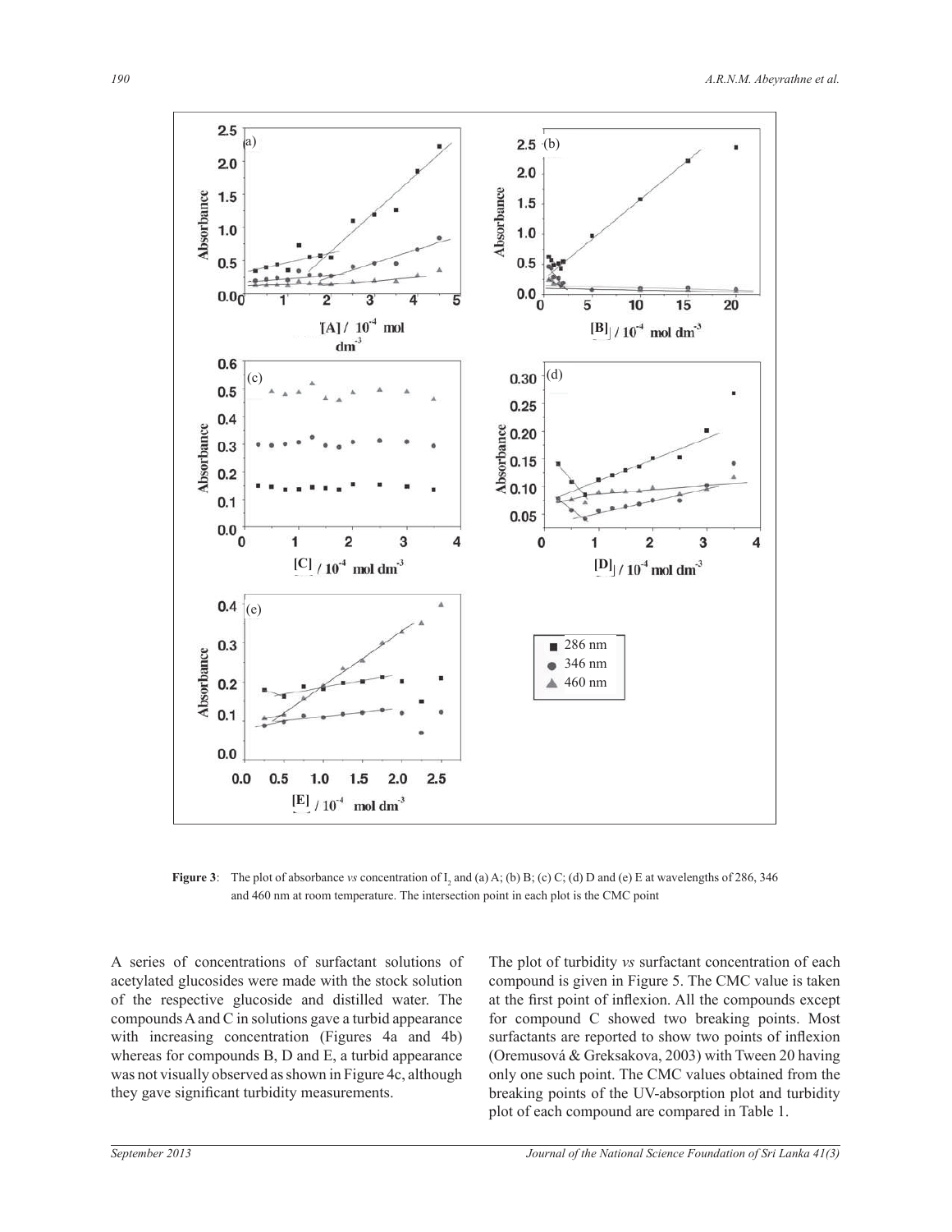**Figure 3**: The plot of absorbance *vs* concentration of $I_2$ and (a) A; (b) B; (c) C; (d) D and (e) E at wavelengths of 286, 346 and 460 nm at room temperature. The intersection point in each plot is the CMC point

A series of concentrations of surfactant solutions of acetylated glucosides were made with the stock solution of the respective glucoside and distilled water. The compounds A and C in solutions gave a turbid appearance with increasing concentration (Figures 4a and 4b) whereas for compounds B, D and E, a turbid appearance was not visually observed as shown in Figure 4c, although they gave significant turbidity measurements.

The plot of turbidity *vs* surfactant concentration of each compound is given in Figure 5. The CMC value is taken at the first point of inflexion. All the compounds except for compound C showed two breaking points. Most surfactants are reported to show two points of inflexion (Oremusová & Greksakova, 2003) with Tween 20 having only one such point. The CMC values obtained from the breaking points of the UV-absorption plot and turbidity plot of each compound are compared in Table 1.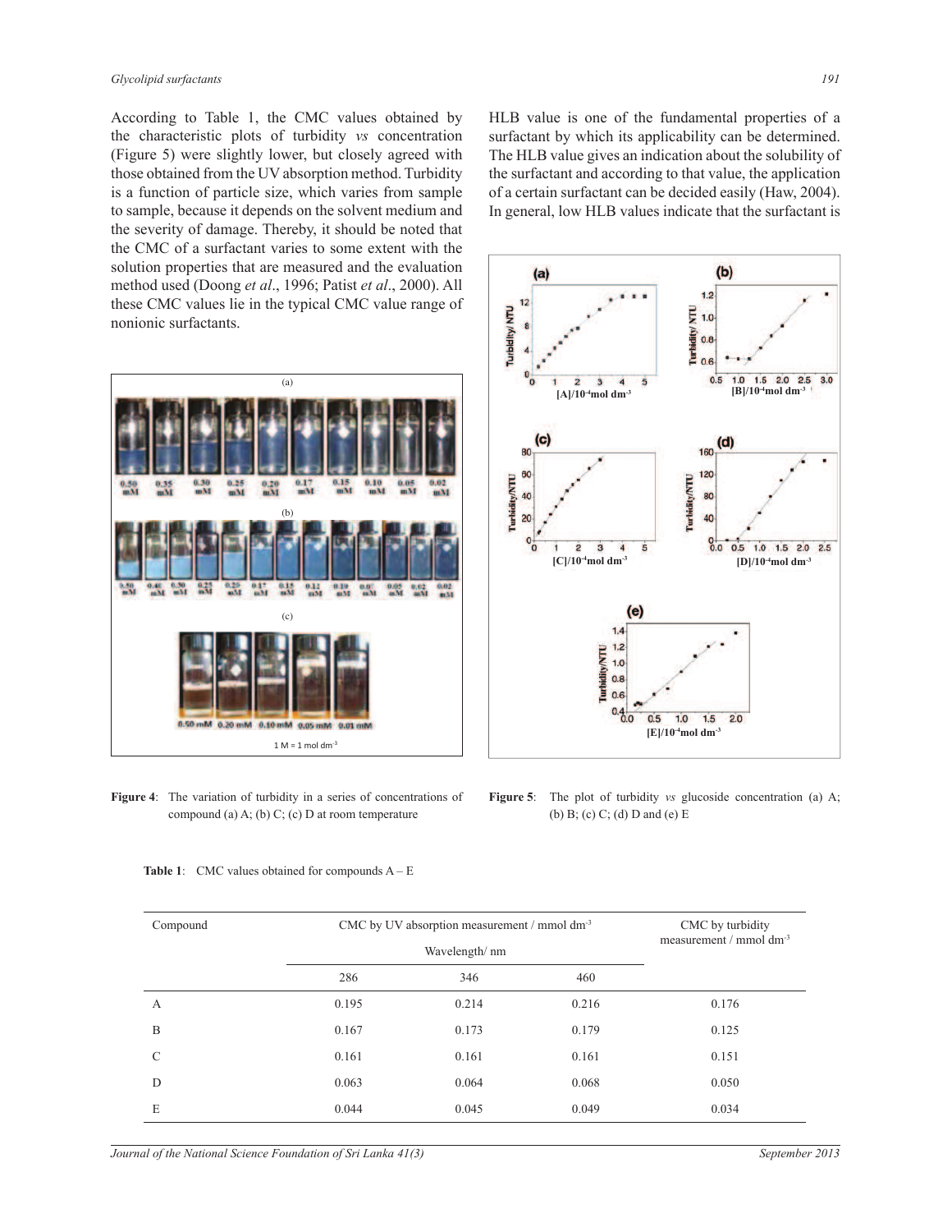According to Table 1, the CMC values obtained by the characteristic plots of turbidity *vs* concentration (Figure 5) were slightly lower, but closely agreed with those obtained from the UV absorption method. Turbidity is a function of particle size, which varies from sample to sample, because it depends on the solvent medium and the severity of damage. Thereby, it should be noted that the CMC of a surfactant varies to some extent with the solution properties that are measured and the evaluation method used (Doong *et al*., 1996; Patist *et al*., 2000). All these CMC values lie in the typical CMC value range of nonionic surfactants.

HLB value is one of the fundamental properties of a surfactant by which its applicability can be determined. The HLB value gives an indication about the solubility of the surfactant and according to that value, the application of a certain surfactant can be decided easily (Haw, 2004). In general, low HLB values indicate that the surfactant is

**Figure 4**: The variation of turbidity in a series of concentrations of compound (a) A; (b) C; (c) D at room temperature

**Figure 5**: The plot of turbidity *vs* glucoside concentration (a) A; (b) B; (c) C; (d) D and (e) E

**Table 1**: CMC values obtained for compounds A – E

| Compound | CMC by UV absorption measurement / mmol dm$^{-3}$ | | | CMC by turbidity measurement / mmol dm$^{-3}$ |
|---|---|---|---|---|
| | Wavelength/ nm | | | |
| | 286 | 346 | 460 | |
| A | 0.195 | 0.214 | 0.216 | 0.176 |
| B | 0.167 | 0.173 | 0.179 | 0.125 |
| C | 0.161 | 0.161 | 0.161 | 0.151 |
| D | 0.063 | 0.064 | 0.068 | 0.050 |
| E | 0.044 | 0.045 | 0.049 | 0.034 |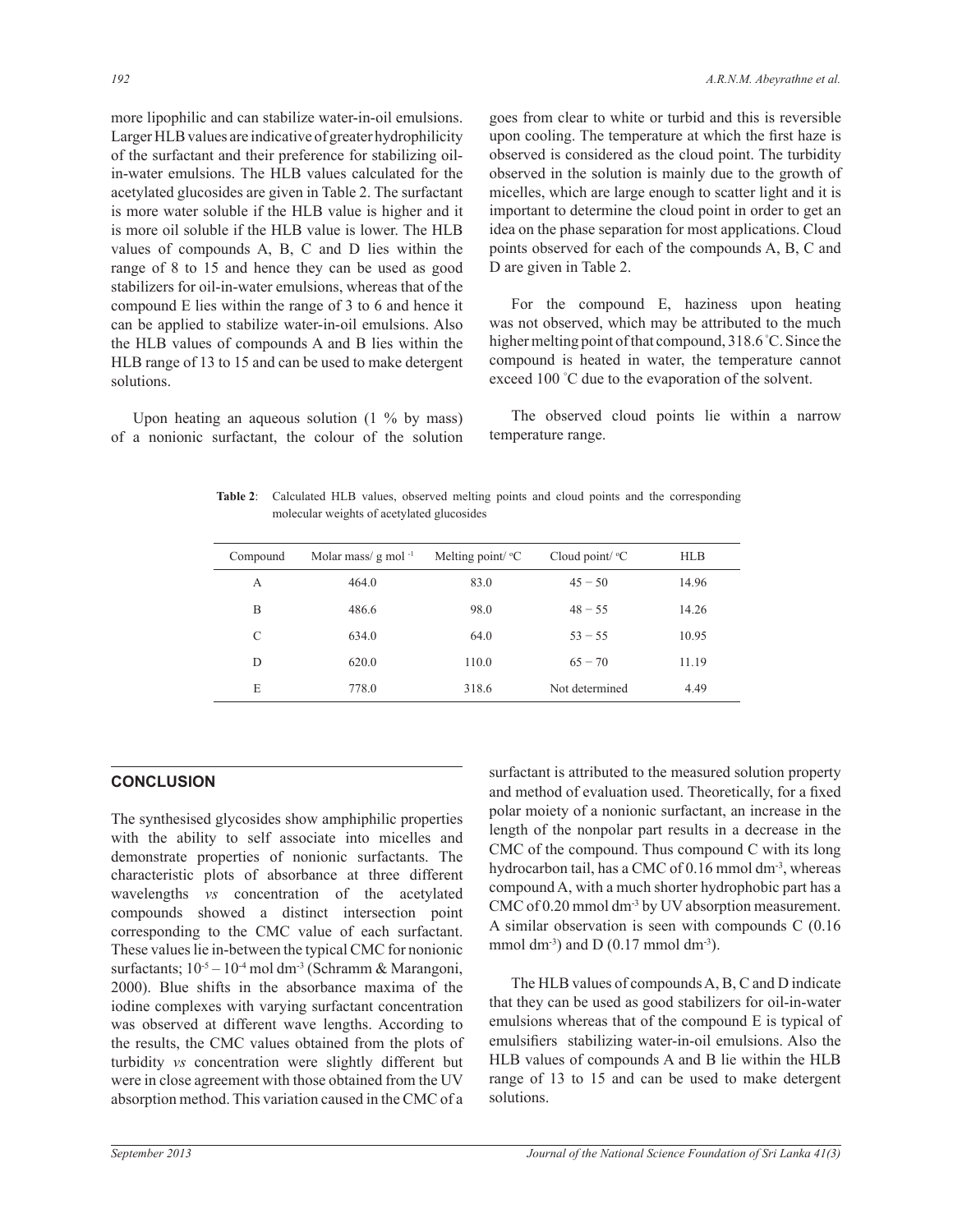more lipophilic and can stabilize water-in-oil emulsions. Larger HLB values are indicative of greater hydrophilicity of the surfactant and their preference for stabilizing oil-in-water emulsions. The HLB values calculated for the acetylated glucosides are given in Table 2. The surfactant is more water soluble if the HLB value is higher and it is more oil soluble if the HLB value is lower. The HLB values of compounds A, B, C and D lies within the range of 8 to 15 and hence they can be used as good stabilizers for oil-in-water emulsions, whereas that of the compound E lies within the range of 3 to 6 and hence it can be applied to stabilize water-in-oil emulsions. Also the HLB values of compounds A and B lies within the HLB range of 13 to 15 and can be used to make detergent solutions.

Upon heating an aqueous solution (1 % by mass) of a nonionic surfactant, the colour of the solution goes from clear to white or turbid and this is reversible upon cooling. The temperature at which the first haze is observed is considered as the cloud point. The turbidity observed in the solution is mainly due to the growth of micelles, which are large enough to scatter light and it is important to determine the cloud point in order to get an idea on the phase separation for most applications. Cloud points observed for each of the compounds A, B, C and D are given in Table 2.

For the compound E, haziness upon heating was not observed, which may be attributed to the much higher melting point of that compound, 318.6 °C. Since the compound is heated in water, the temperature cannot exceed 100 °C due to the evaporation of the solvent.

The observed cloud points lie within a narrow temperature range.

**Table 2**: Calculated HLB values, observed melting points and cloud points and the corresponding molecular weights of acetylated glucosides

| Compound | Molar mass/ g mol $^{-1}$ | Melting point/ °C | Cloud point/ °C | HLB |
|---|---|---|---|---|
| A | 464.0 | 83.0 | 45 − 50 | 14.96 |
| B | 486.6 | 98.0 | 48 − 55 | 14.26 |
| C | 634.0 | 64.0 | 53 − 55 | 10.95 |
| D | 620.0 | 110.0 | 65 − 70 | 11.19 |
| E | 778.0 | 318.6 | Not determined | 4.49 |

## CONCLUSION

The synthesised glycosides show amphiphilic properties with the ability to self associate into micelles and demonstrate properties of nonionic surfactants. The characteristic plots of absorbance at three different wavelengths *vs* concentration of the acetylated compounds showed a distinct intersection point corresponding to the CMC value of each surfactant. These values lie in-between the typical CMC for nonionic surfactants; $10^{-5} – 10^{-4}$ mol dm$^{-3}$ (Schramm & Marangoni, 2000). Blue shifts in the absorbance maxima of the iodine complexes with varying surfactant concentration was observed at different wave lengths. According to the results, the CMC values obtained from the plots of turbidity *vs* concentration were slightly different but were in close agreement with those obtained from the UV absorption method. This variation caused in the CMC of a surfactant is attributed to the measured solution property and method of evaluation used. Theoretically, for a fixed polar moiety of a nonionic surfactant, an increase in the length of the nonpolar part results in a decrease in the CMC of the compound. Thus compound C with its long hydrocarbon tail, has a CMC of 0.16 mmol dm$^{-3}$, whereas compound A, with a much shorter hydrophobic part has a CMC of 0.20 mmol dm$^{-3}$ by UV absorption measurement. A similar observation is seen with compounds C (0.16 mmol dm$^{-3}$) and D (0.17 mmol dm$^{-3}$).

The HLB values of compounds A, B, C and D indicate that they can be used as good stabilizers for oil-in-water emulsions whereas that of the compound E is typical of emulsifiers stabilizing water-in-oil emulsions. Also the HLB values of compounds A and B lie within the HLB range of 13 to 15 and can be used to make detergent solutions.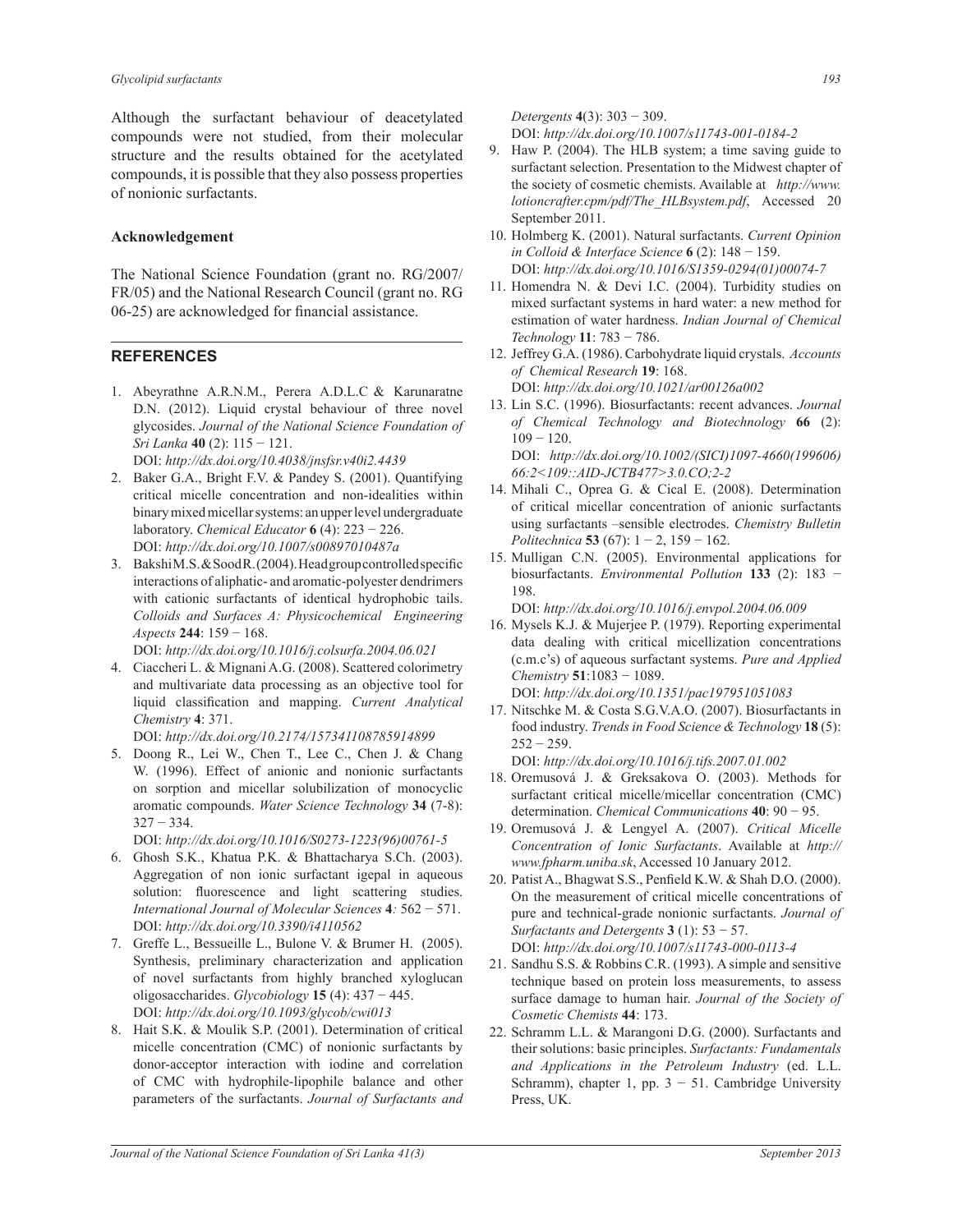Although the surfactant behaviour of deacetylated compounds were not studied, from their molecular structure and the results obtained for the acetylated compounds, it is possible that they also possess properties of nonionic surfactants.

### Acknowledgement

The National Science Foundation (grant no. RG/2007/FR/05) and the National Research Council (grant no. RG 06-25) are acknowledged for financial assistance.

## REFERENCES

1. Abeyrathne A.R.N.M., Perera A.D.L.C & Karunaratne D.N. (2012). Liquid crystal behaviour of three novel glycosides. *Journal of the National Science Foundation of Sri Lanka* **40** (2): 115 − 121. DOI: *http://dx.doi.org/10.4038/jnsfsr.v40i2.4439*
2. Baker G.A., Bright F.V. & Pandey S. (2001). Quantifying critical micelle concentration and non-idealities within binary mixed micellar systems: an upper level undergraduate laboratory. *Chemical Educator* **6** (4): 223 − 226. DOI: *http://dx.doi.org/10.1007/s00897010487a*
3. Bakshi M.S. & Sood R. (2004). Head group controlled specific interactions of aliphatic- and aromatic-polyester dendrimers with cationic surfactants of identical hydrophobic tails. *Colloids and Surfaces A: Physicochemical Engineering Aspects* **244**: 159 − 168. DOI: *http://dx.doi.org/10.1016/j.colsurfa.2004.06.021*
4. Ciaccheri L. & Mignani A.G. (2008). Scattered colorimetry and multivariate data processing as an objective tool for liquid classification and mapping. *Current Analytical Chemistry* **4**: 371. DOI: *http://dx.doi.org/10.2174/157341108785914899*
5. Doong R., Lei W., Chen T., Lee C., Chen J. & Chang W. (1996). Effect of anionic and nonionic surfactants on sorption and micellar solubilization of monocyclic aromatic compounds. *Water Science Technology* **34** (7-8): 327 − 334. DOI: *http://dx.doi.org/10.1016/S0273-1223(96)00761-5*
6. Ghosh S.K., Khatua P.K. & Bhattacharya S.Ch. (2003). Aggregation of non ionic surfactant igepal in aqueous solution: fluorescence and light scattering studies. *International Journal of Molecular Sciences* **4***:* 562 − 571. DOI: *http://dx.doi.org/10.3390/i4110562*
7. Greffe L., Bessueille L., Bulone V. & Brumer H. (2005). Synthesis, preliminary characterization and application of novel surfactants from highly branched xyloglucan oligosaccharides. *Glycobiology* **15** (4): 437 − 445. DOI: *http://dx.doi.org/10.1093/glycob/cwi013*
8. Hait S.K. & Moulik S.P. (2001). Determination of critical micelle concentration (CMC) of nonionic surfactants by donor-acceptor interaction with iodine and correlation of CMC with hydrophile-lipophile balance and other parameters of the surfactants. *Journal of Surfactants and Detergents* **4**(3): 303 − 309. DOI: *http://dx.doi.org/10.1007/s11743-001-0184-2*
9. Haw P. (2004). The HLB system; a time saving guide to surfactant selection. Presentation to the Midwest chapter of the society of cosmetic chemists. Available at *http://www.lotioncrafter.cpm/pdf/The_HLBsystem.pdf*, Accessed 20 September 2011.
10. Holmberg K. (2001). Natural surfactants. *Current Opinion in Colloid & Interface Science* **6** (2): 148 − 159. DOI: *http://dx.doi.org/10.1016/S1359-0294(01)00074-7*
11. Homendra N. & Devi I.C. (2004). Turbidity studies on mixed surfactant systems in hard water: a new method for estimation of water hardness. *Indian Journal of Chemical Technology* **11**: 783 − 786.
12. Jeffrey G.A. (1986). Carbohydrate liquid crystals. *Accounts of Chemical Research* **19**: 168. DOI: *http://dx.doi.org/10.1021/ar00126a002*
13. Lin S.C. (1996). Biosurfactants: recent advances. *Journal of Chemical Technology and Biotechnology* **66** (2): 109 − 120. DOI: *http://dx.doi.org/10.1002/(SICI)1097-4660(199606)66:2<109::AID-JCTB477>3.0.CO;2-2*
14. Mihali C., Oprea G. & Cical E. (2008). Determination of critical micellar concentration of anionic surfactants using surfactants –sensible electrodes. *Chemistry Bulletin Politechnica* **53** (67): 1 − 2, 159 − 162.
15. Mulligan C.N. (2005). Environmental applications for biosurfactants. *Environmental Pollution* **133** (2): 183 − 198. DOI: *http://dx.doi.org/10.1016/j.envpol.2004.06.009*
16. Mysels K.J. & Mujerjee P. (1979). Reporting experimental data dealing with critical micellization concentrations (c.m.c's) of aqueous surfactant systems. *Pure and Applied Chemistry* **51**:1083 − 1089. DOI: *http://dx.doi.org/10.1351/pac197951051083*
17. Nitschke M. & Costa S.G.V.A.O. (2007). Biosurfactants in food industry. *Trends in Food Science & Technology* **18** (5): 252 − 259. DOI: *http://dx.doi.org/10.1016/j.tifs.2007.01.002*
18. Oremusová J. & Greksakova O. (2003). Methods for surfactant critical micelle/micellar concentration (CMC) determination. *Chemical Communications* **40**: 90 − 95.
19. Oremusová J. & Lengyel A. (2007). *Critical Micelle Concentration of Ionic Surfactants*. Available at *http://www.fpharm.uniba.sk*, Accessed 10 January 2012.
20. Patist A., Bhagwat S.S., Penfield K.W. & Shah D.O. (2000). On the measurement of critical micelle concentrations of pure and technical-grade nonionic surfactants. *Journal of Surfactants and Detergents* **3** (1): 53 − 57. DOI: *http://dx.doi.org/10.1007/s11743-000-0113-4*
21. Sandhu S.S. & Robbins C.R. (1993). A simple and sensitive technique based on protein loss measurements, to assess surface damage to human hair. *Journal of the Society of Cosmetic Chemists* **44**: 173.
22. Schramm L.L. & Marangoni D.G. (2000). Surfactants and their solutions: basic principles. *Surfactants: Fundamentals and Applications in the Petroleum Industry* (ed. L.L. Schramm), chapter 1, pp. 3 − 51. Cambridge University Press, UK.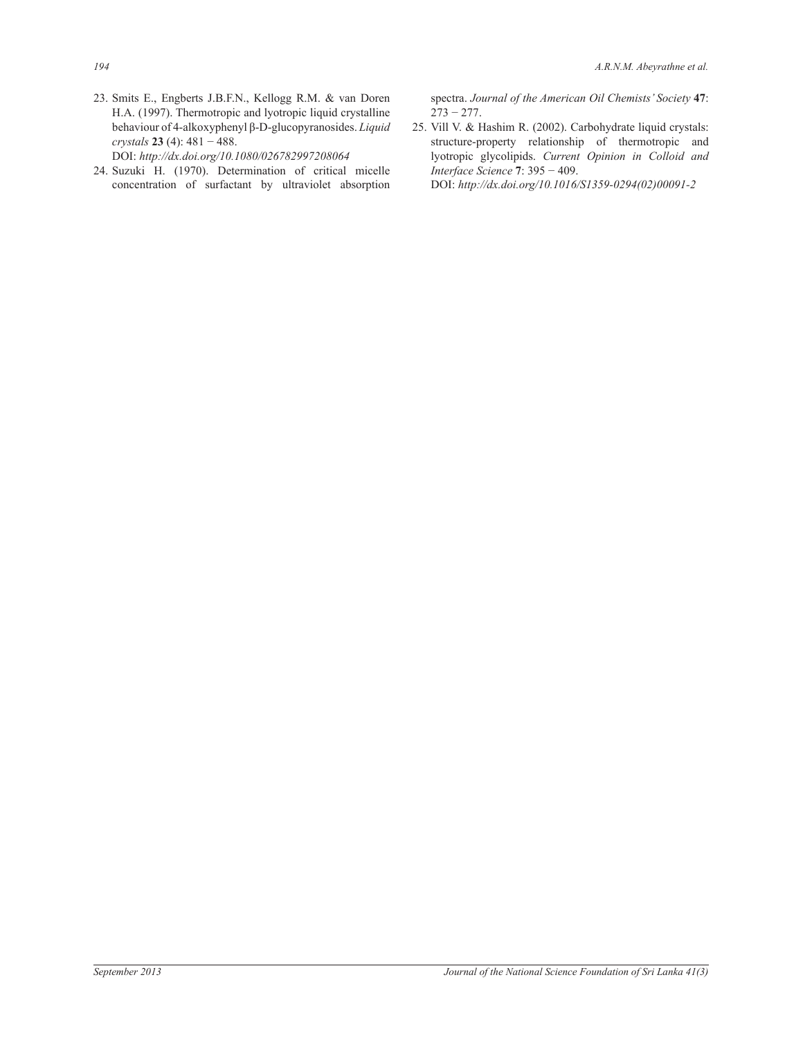23. Smits E., Engberts J.B.F.N., Kellogg R.M. & van Doren H.A. (1997). Thermotropic and lyotropic liquid crystalline behaviour of 4-alkoxyphenyl β-D-glucopyranosides. *Liquid crystals* **23** (4): 481 − 488.
    DOI: *http://dx.doi.org/10.1080/026782997208064*
24. Suzuki H. (1970). Determination of critical micelle concentration of surfactant by ultraviolet absorption spectra. *Journal of the American Oil Chemists' Society* **47**: 273 − 277.
25. Vill V. & Hashim R. (2002). Carbohydrate liquid crystals: structure-property relationship of thermotropic and lyotropic glycolipids. *Current Opinion in Colloid and Interface Science* **7**: 395 − 409.
    DOI: *http://dx.doi.org/10.1016/S1359-0294(02)00091-2*